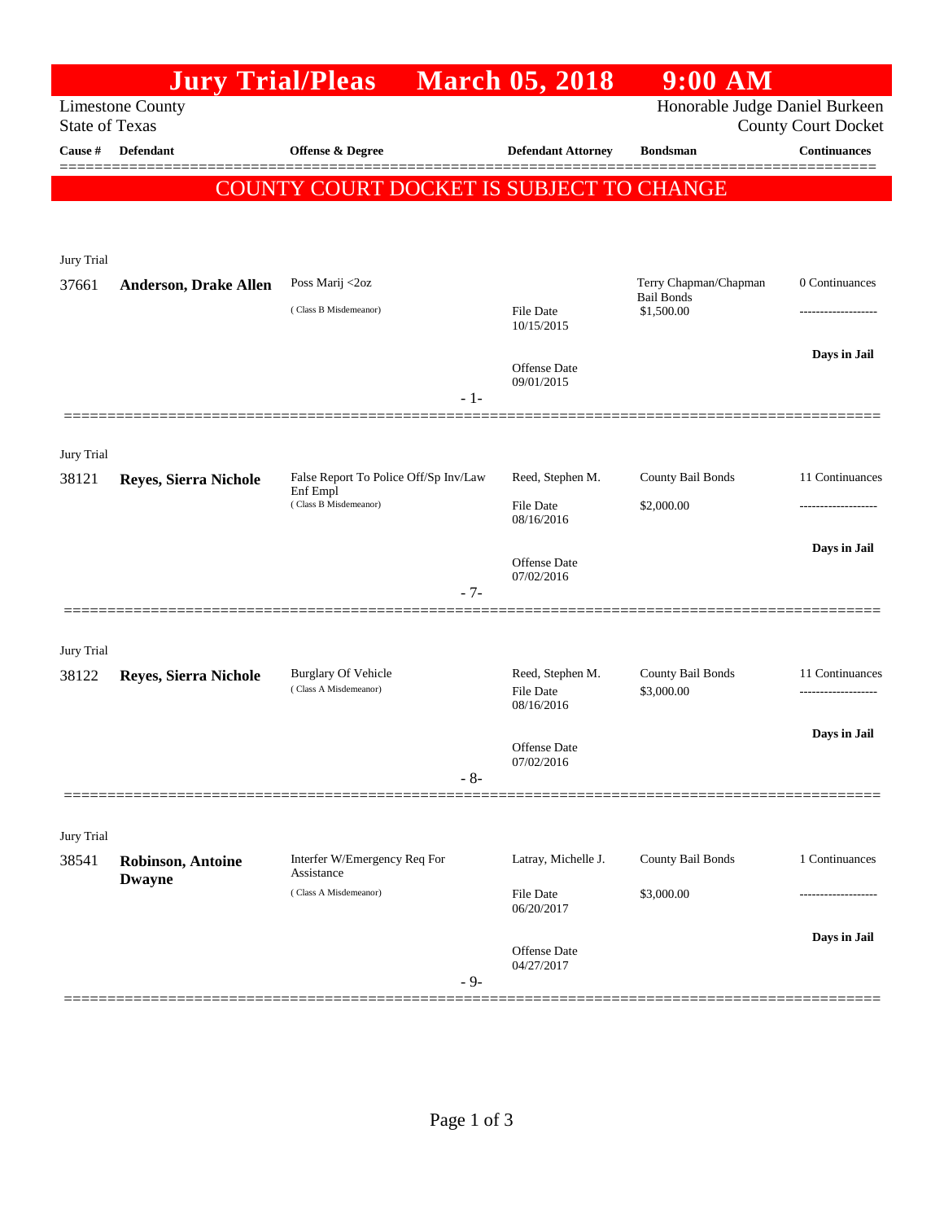# Jury Trial/Pleas March 05, 2018 9:00 AM

Limestone County
State of Texas

Honorable Judge Daniel Burkeen
County Court Docket

| Cause # | Defendant | Offense & Degree | Defendant Attorney | Bondsman | Continuances |
|---|---|---|---|---|---|

**COUNTY COURT DOCKET IS SUBJECT TO CHANGE**

Jury Trial

| Cause # | Defendant | Offense & Degree | Defendant Attorney | Bondsman | Continuances |
|---|---|---|---|---|---|
| 37661 | **Anderson, Drake Allen** | Poss Marij <2oz (Class B Misdemeanor) | File Date 10/15/2015; Offense Date 09/01/2015 | Terry Chapman/Chapman Bail Bonds $1,500.00 | 0 Continuances; Days in Jail |

- 1-

Jury Trial

| Cause # | Defendant | Offense & Degree | Defendant Attorney | Bondsman | Continuances |
|---|---|---|---|---|---|
| 38121 | **Reyes, Sierra Nichole** | False Report To Police Off/Sp Inv/Law Enf Empl (Class B Misdemeanor) | Reed, Stephen M.; File Date 08/16/2016; Offense Date 07/02/2016 | County Bail Bonds $2,000.00 | 11 Continuances; Days in Jail |

- 7-

Jury Trial

| Cause # | Defendant | Offense & Degree | Defendant Attorney | Bondsman | Continuances |
|---|---|---|---|---|---|
| 38122 | **Reyes, Sierra Nichole** | Burglary Of Vehicle (Class A Misdemeanor) | Reed, Stephen M.; File Date 08/16/2016; Offense Date 07/02/2016 | County Bail Bonds $3,000.00 | 11 Continuances; Days in Jail |

- 8-

Jury Trial

| Cause # | Defendant | Offense & Degree | Defendant Attorney | Bondsman | Continuances |
|---|---|---|---|---|---|
| 38541 | **Robinson, Antoine Dwayne** | Interfer W/Emergency Req For Assistance (Class A Misdemeanor) | Latray, Michelle J.; File Date 06/20/2017; Offense Date 04/27/2017 | County Bail Bonds $3,000.00 | 1 Continuances; Days in Jail |

- 9-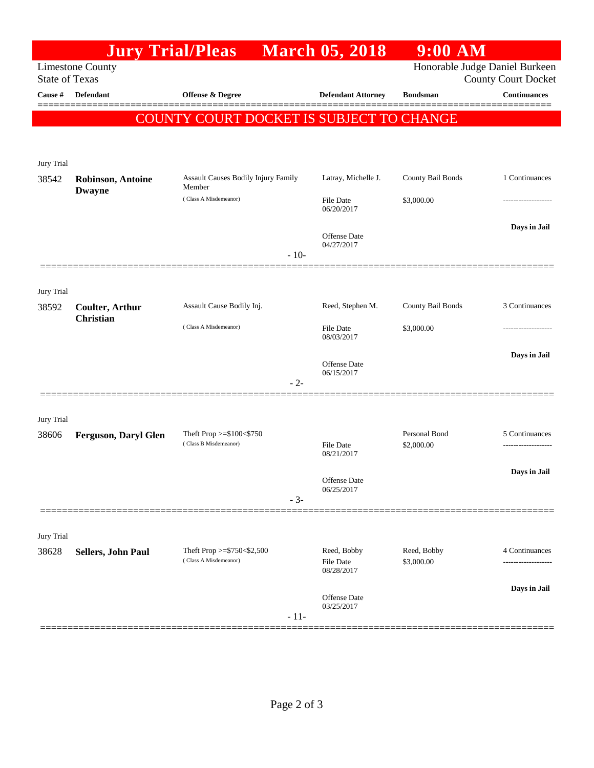# Jury Trial/Pleas March 05, 2018 9:00 AM

Limestone County
State of Texas

Honorable Judge Daniel Burkeen
County Court Docket

| Cause # | Defendant | Offense & Degree | Defendant Attorney | Bondsman | Continuances |
|---|---|---|---|---|---|

**COUNTY COURT DOCKET IS SUBJECT TO CHANGE**

Jury Trial

| Cause # | Defendant | Offense & Degree | Defendant Attorney | Bondsman | Continuances |
|---|---|---|---|---|---|
| 38542 | **Robinson, Antoine Dwayne** | Assault Causes Bodily Injury Family Member (Class A Misdemeanor) | Latray, Michelle J. | County Bail Bonds | 1 Continuances |
| | | | File Date 06/20/2017 | $3,000.00 | ------------------- |
| | | | Offense Date 04/27/2017 | | **Days in Jail** |

- 10-

Jury Trial

| Cause # | Defendant | Offense & Degree | Defendant Attorney | Bondsman | Continuances |
|---|---|---|---|---|---|
| 38592 | **Coulter, Arthur Christian** | Assault Cause Bodily Inj. (Class A Misdemeanor) | Reed, Stephen M. | County Bail Bonds | 3 Continuances |
| | | | File Date 08/03/2017 | $3,000.00 | ------------------- |
| | | | Offense Date 06/15/2017 | | **Days in Jail** |

- 2-

Jury Trial

| Cause # | Defendant | Offense & Degree | Defendant Attorney | Bondsman | Continuances |
|---|---|---|---|---|---|
| 38606 | **Ferguson, Daryl Glen** | Theft Prop >=$100<$750 (Class B Misdemeanor) | | Personal Bond | 5 Continuances |
| | | | File Date 08/21/2017 | $2,000.00 | ------------------- |
| | | | Offense Date 06/25/2017 | | **Days in Jail** |

- 3-

Jury Trial

| Cause # | Defendant | Offense & Degree | Defendant Attorney | Bondsman | Continuances |
|---|---|---|---|---|---|
| 38628 | **Sellers, John Paul** | Theft Prop >=$750<$2,500 (Class A Misdemeanor) | Reed, Bobby | Reed, Bobby | 4 Continuances |
| | | | File Date 08/28/2017 | $3,000.00 | ------------------- |
| | | | Offense Date 03/25/2017 | | **Days in Jail** |

- 11-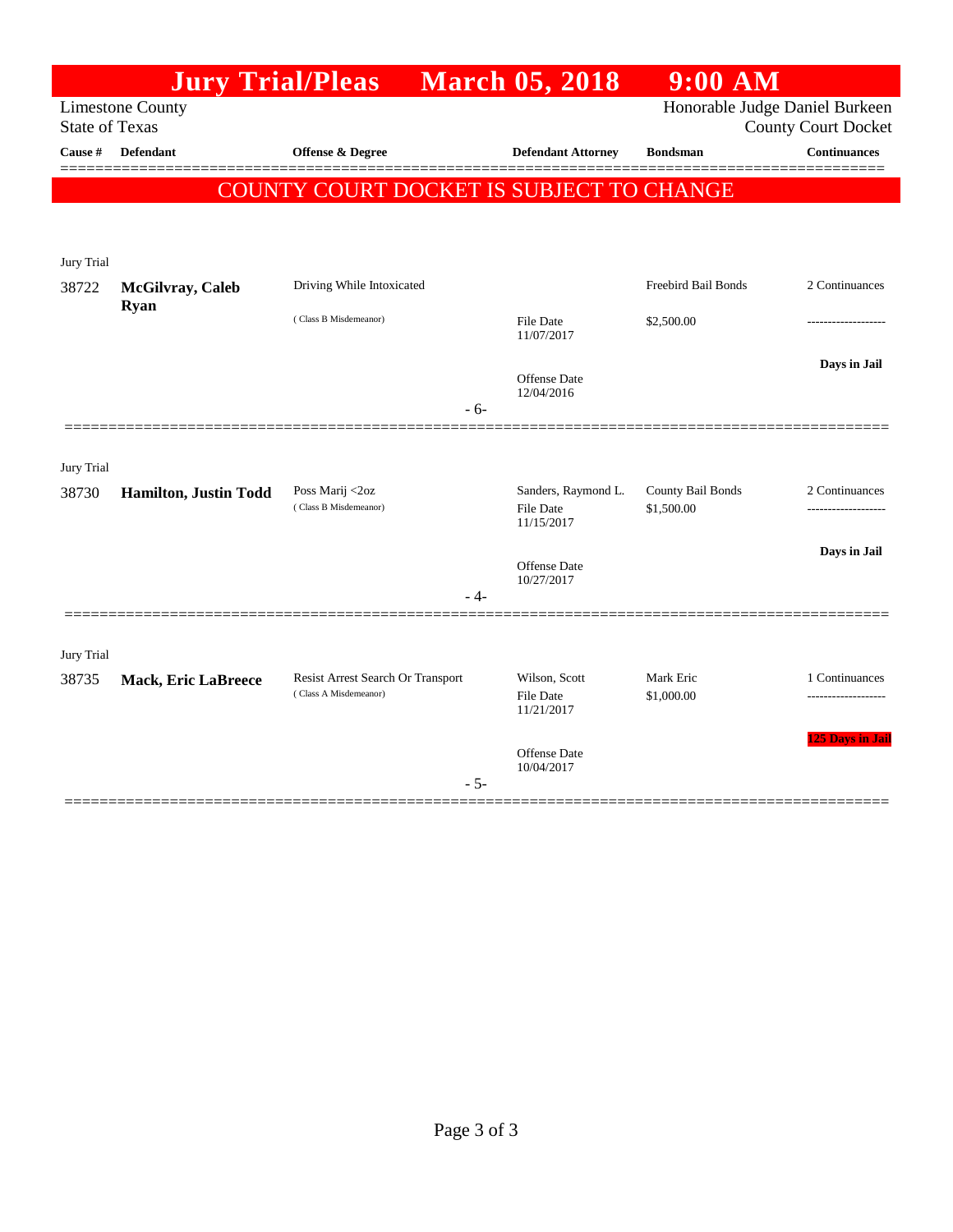# Jury Trial/Pleas March 05, 2018 9:00 AM

Limestone County
State of Texas

Honorable Judge Daniel Burkeen
County Court Docket

## COUNTY COURT DOCKET IS SUBJECT TO CHANGE

| Cause # | Defendant | Offense & Degree | Defendant Attorney | Bondsman | Continuances |
|---|---|---|---|---|---|
| Jury Trial | | | | | |
| 38722 | **McGilvray, Caleb Ryan** | Driving While Intoxicated (Class B Misdemeanor) | File Date 11/07/2017 Offense Date 12/04/2016 - 6- | Freebird Bail Bonds $2,500.00 | 2 Continuances ------------------- **Days in Jail** |
| Jury Trial | | | | | |
| 38730 | **Hamilton, Justin Todd** | Poss Marij <2oz (Class B Misdemeanor) | Sanders, Raymond L. File Date 11/15/2017 Offense Date 10/27/2017 - 4- | County Bail Bonds $1,500.00 | 2 Continuances ------------------- **Days in Jail** |
| Jury Trial | | | | | |
| 38735 | **Mack, Eric LaBreece** | Resist Arrest Search Or Transport (Class A Misdemeanor) | Wilson, Scott File Date 11/21/2017 Offense Date 10/04/2017 - 5- | Mark Eric $1,000.00 | 1 Continuances ------------------- **125 Days in Jail** |